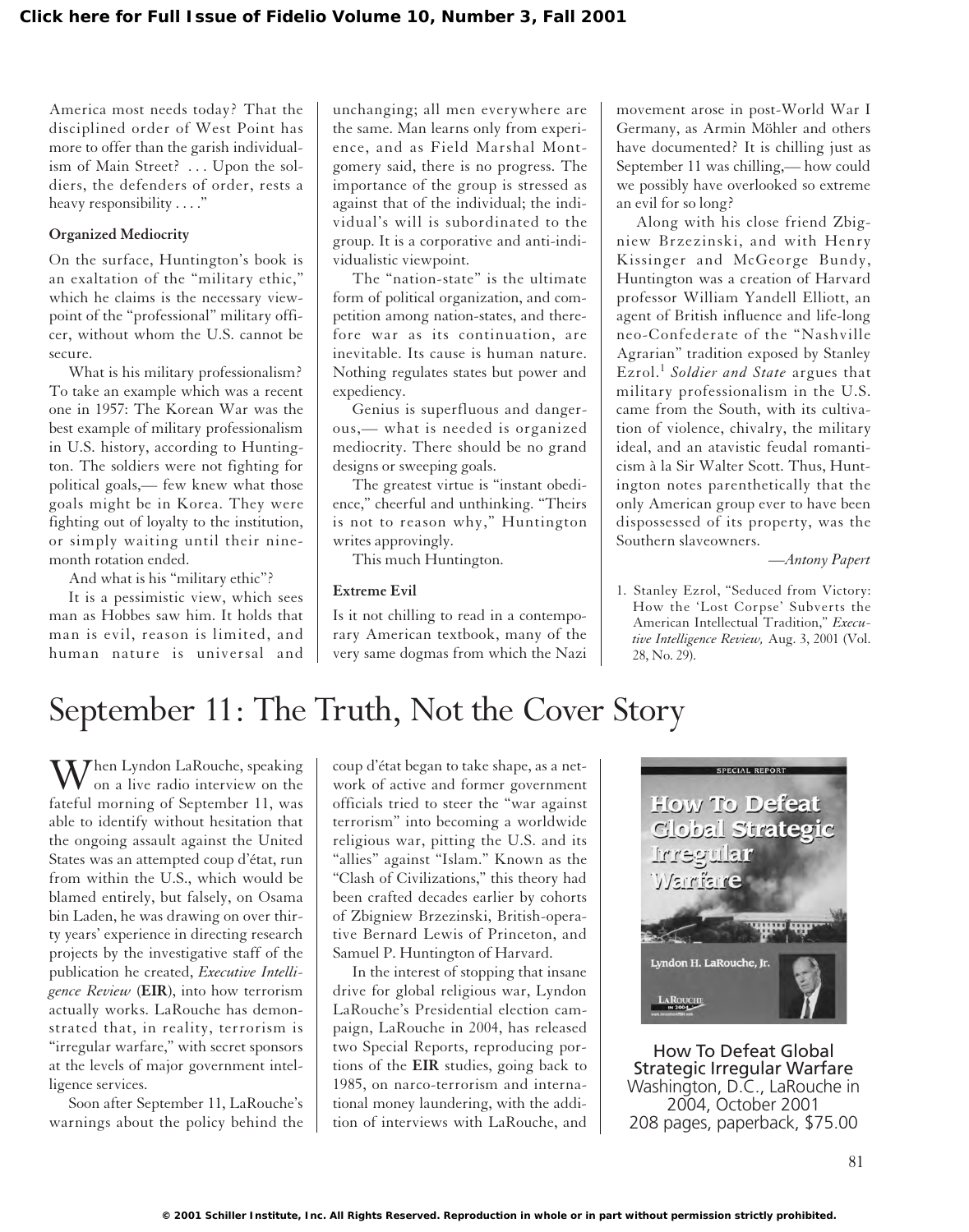America most needs today? That the disciplined order of West Point has more to offer than the garish individualism of Main Street? . . . Upon the soldiers, the defenders of order, rests a heavy responsibility . . . ."

**Organized Mediocrity**

On the surface, Huntington's book is an exaltation of the "military ethic," which he claims is the necessary viewpoint of the "professional" military officer, without whom the U.S. cannot be secure.

What is his military professionalism? To take an example which was a recent one in 1957: The Korean War was the best example of military professionalism in U.S. history, according to Huntington. The soldiers were not fighting for political goals,— few knew what those goals might be in Korea. They were fighting out of loyalty to the institution, or simply waiting until their nine-month rotation ended.

And what is his "military ethic"?

It is a pessimistic view, which sees man as Hobbes saw him. It holds that man is evil, reason is limited, and human nature is universal and unchanging; all men everywhere are the same. Man learns only from experience, and as Field Marshal Montgomery said, there is no progress. The importance of the group is stressed as against that of the individual; the individual's will is subordinated to the group. It is a corporative and anti-individualistic viewpoint.

The "nation-state" is the ultimate form of political organization, and competition among nation-states, and therefore war as its continuation, are inevitable. Its cause is human nature. Nothing regulates states but power and expediency.

Genius is superfluous and dangerous,— what is needed is organized mediocrity. There should be no grand designs or sweeping goals.

The greatest virtue is "instant obedience," cheerful and unthinking. "Theirs is not to reason why," Huntington writes approvingly.

This much Huntington.

**Extreme Evil**

Is it not chilling to read in a contemporary American textbook, many of the very same dogmas from which the Nazi movement arose in post-World War I Germany, as Armin Möhler and others have documented? It is chilling just as September 11 was chilling,— how could we possibly have overlooked so extreme an evil for so long?

Along with his close friend Zbigniew Brzezinski, and with Henry Kissinger and McGeorge Bundy, Huntington was a creation of Harvard professor William Yandell Elliott, an agent of British influence and life-long neo-Confederate of the "Nashville Agrarian" tradition exposed by Stanley Ezrol.[1] *Soldier and State* argues that military professionalism in the U.S. came from the South, with its cultivation of violence, chivalry, the military ideal, and an atavistic feudal romanticism à la Sir Walter Scott. Thus, Huntington notes parenthetically that the only American group ever to have been dispossessed of its property, was the Southern slaveowners.

*—Antony Papert*

1. Stanley Ezrol, "Seduced from Victory: How the 'Lost Corpse' Subverts the American Intellectual Tradition," *Executive Intelligence Review,* Aug. 3, 2001 (Vol. 28, No. 29).

# September 11: The Truth, Not the Cover Story

When Lyndon LaRouche, speaking on a live radio interview on the fateful morning of September 11, was able to identify without hesitation that the ongoing assault against the United States was an attempted coup d'état, run from within the U.S., which would be blamed entirely, but falsely, on Osama bin Laden, he was drawing on over thirty years' experience in directing research projects by the investigative staff of the publication he created, *Executive Intelligence Review* (**EIR**), into how terrorism actually works. LaRouche has demonstrated that, in reality, terrorism is "irregular warfare," with secret sponsors at the levels of major government intelligence services.

Soon after September 11, LaRouche's warnings about the policy behind the coup d'état began to take shape, as a network of active and former government officials tried to steer the "war against terrorism" into becoming a worldwide religious war, pitting the U.S. and its "allies" against "Islam." Known as the "Clash of Civilizations," this theory had been crafted decades earlier by cohorts of Zbigniew Brzezinski, British-operative Bernard Lewis of Princeton, and Samuel P. Huntington of Harvard.

In the interest of stopping that insane drive for global religious war, Lyndon LaRouche's Presidential election campaign, LaRouche in 2004, has released two Special Reports, reproducing portions of the **EIR** studies, going back to 1985, on narco-terrorism and international money laundering, with the addition of interviews with LaRouche, and

How To Defeat Global Strategic Irregular Warfare
Washington, D.C., LaRouche in 2004, October 2001
208 pages, paperback, $75.00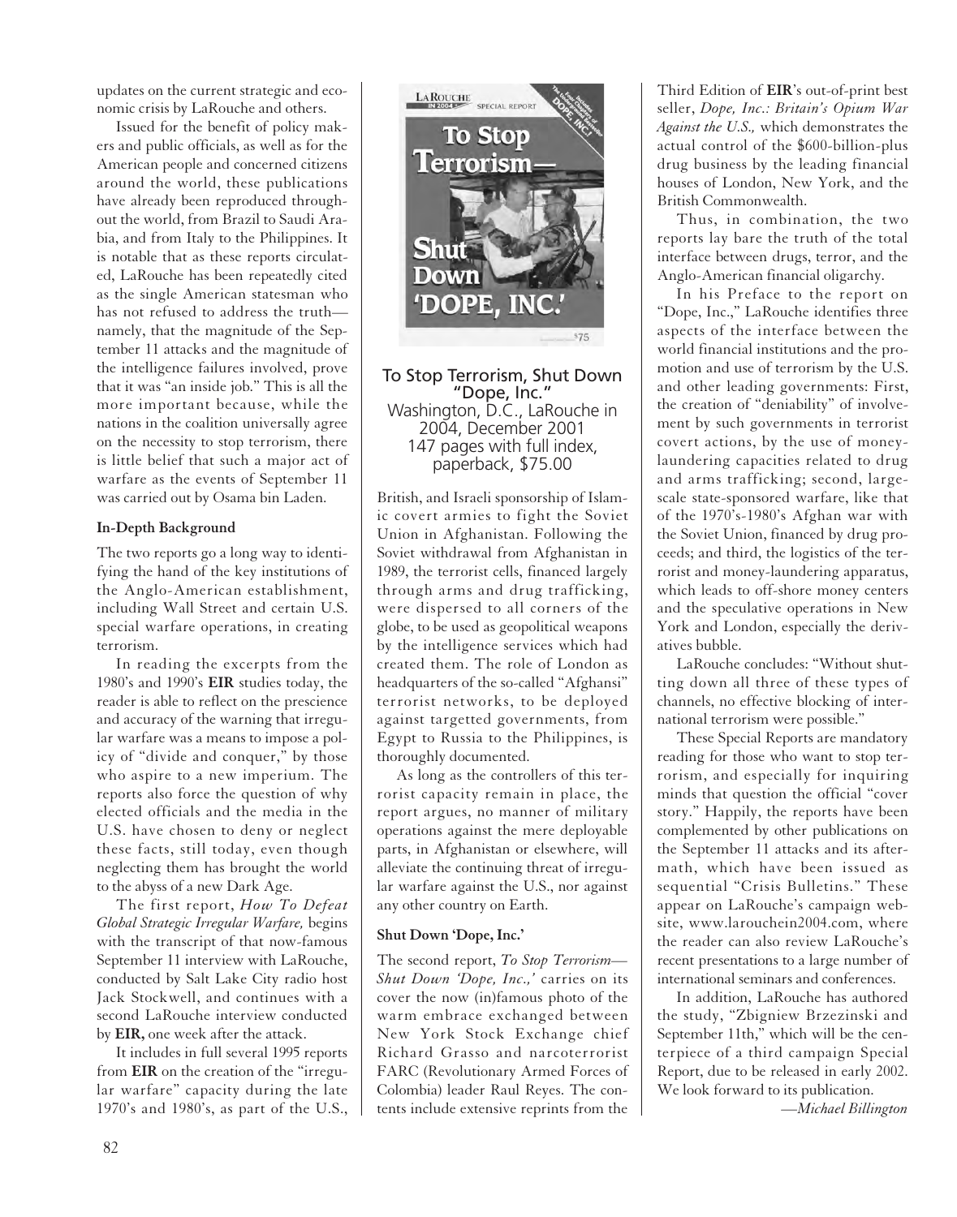updates on the current strategic and economic crisis by LaRouche and others.

Issued for the benefit of policy makers and public officials, as well as for the American people and concerned citizens around the world, these publications have already been reproduced throughout the world, from Brazil to Saudi Arabia, and from Italy to the Philippines. It is notable that as these reports circulated, LaRouche has been repeatedly cited as the single American statesman who has not refused to address the truth—namely, that the magnitude of the September 11 attacks and the magnitude of the intelligence failures involved, prove that it was "an inside job." This is all the more important because, while the nations in the coalition universally agree on the necessity to stop terrorism, there is little belief that such a major act of warfare as the events of September 11 was carried out by Osama bin Laden.

**In-Depth Background**

The two reports go a long way to identifying the hand of the key institutions of the Anglo-American establishment, including Wall Street and certain U.S. special warfare operations, in creating terrorism.

In reading the excerpts from the 1980's and 1990's **EIR** studies today, the reader is able to reflect on the prescience and accuracy of the warning that irregular warfare was a means to impose a policy of "divide and conquer," by those who aspire to a new imperium. The reports also force the question of why elected officials and the media in the U.S. have chosen to deny or neglect these facts, still today, even though neglecting them has brought the world to the abyss of a new Dark Age.

The first report, *How To Defeat Global Strategic Irregular Warfare,* begins with the transcript of that now-famous September 11 interview with LaRouche, conducted by Salt Lake City radio host Jack Stockwell, and continues with a second LaRouche interview conducted by **EIR,** one week after the attack.

It includes in full several 1995 reports from **EIR** on the creation of the "irregular warfare" capacity during the late 1970's and 1980's, as part of the U.S., British, and Israeli sponsorship of Islamic covert armies to fight the Soviet Union in Afghanistan. Following the Soviet withdrawal from Afghanistan in 1989, the terrorist cells, financed largely through arms and drug trafficking, were dispersed to all corners of the globe, to be used as geopolitical weapons by the intelligence services which had created them. The role of London as headquarters of the so-called "Afghansi" terrorist networks, to be deployed against targetted governments, from Egypt to Russia to the Philippines, is thoroughly documented.

As long as the controllers of this terrorist capacity remain in place, the report argues, no manner of military operations against the mere deployable parts, in Afghanistan or elsewhere, will alleviate the continuing threat of irregular warfare against the U.S., nor against any other country on Earth.

To Stop Terrorism, Shut Down "Dope, Inc."
Washington, D.C., LaRouche in 2004, December 2001
147 pages with full index, paperback, $75.00

**Shut Down 'Dope, Inc.'**

The second report, *To Stop Terrorism—Shut Down 'Dope, Inc.,'* carries on its cover the now (in)famous photo of the warm embrace exchanged between New York Stock Exchange chief Richard Grasso and narcoterrorist FARC (Revolutionary Armed Forces of Colombia) leader Raul Reyes. The contents include extensive reprints from the Third Edition of **EIR**'s out-of-print best seller, *Dope, Inc.: Britain's Opium War Against the U.S.,* which demonstrates the actual control of the $600-billion-plus drug business by the leading financial houses of London, New York, and the British Commonwealth.

Thus, in combination, the two reports lay bare the truth of the total interface between drugs, terror, and the Anglo-American financial oligarchy.

In his Preface to the report on "Dope, Inc.," LaRouche identifies three aspects of the interface between the world financial institutions and the promotion and use of terrorism by the U.S. and other leading governments: First, the creation of "deniability" of involvement by such governments in terrorist covert actions, by the use of money-laundering capacities related to drug and arms trafficking; second, large-scale state-sponsored warfare, like that of the 1970's-1980's Afghan war with the Soviet Union, financed by drug proceeds; and third, the logistics of the terrorist and money-laundering apparatus, which leads to off-shore money centers and the speculative operations in New York and London, especially the derivatives bubble.

LaRouche concludes: "Without shutting down all three of these types of channels, no effective blocking of international terrorism were possible."

These Special Reports are mandatory reading for those who want to stop terrorism, and especially for inquiring minds that question the official "cover story." Happily, the reports have been complemented by other publications on the September 11 attacks and its aftermath, which have been issued as sequential "Crisis Bulletins." These appear on LaRouche's campaign website, www.larouchein2004.com, where the reader can also review LaRouche's recent presentations to a large number of international seminars and conferences.

In addition, LaRouche has authored the study, "Zbigniew Brzezinski and September 11th," which will be the centerpiece of a third campaign Special Report, due to be released in early 2002. We look forward to its publication.

*—Michael Billington*